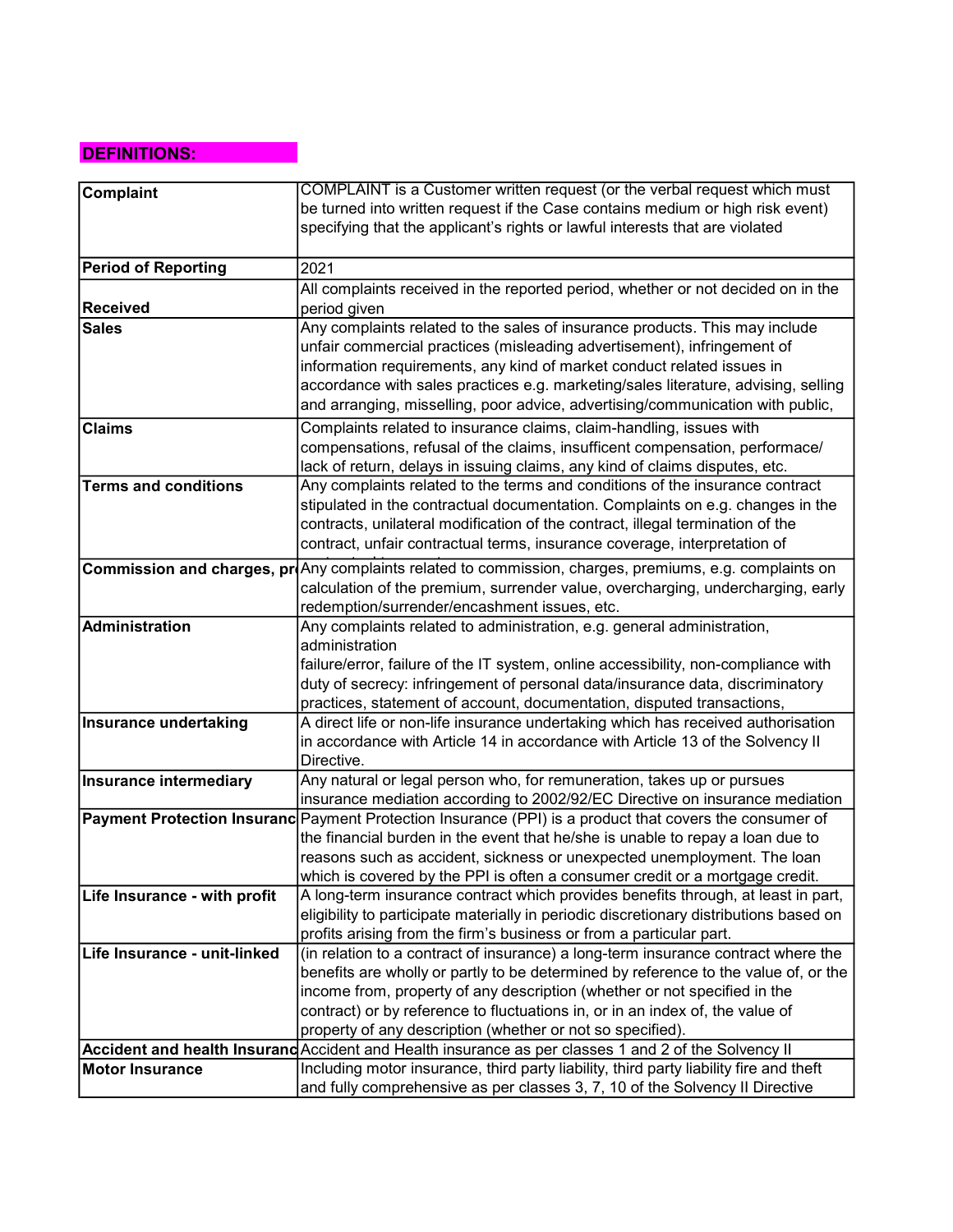## DEFINITIONS:

| | |
|---|---|
| **Complaint** | COMPLAINT is a Customer written request (or the verbal request which must be turned into written request if the Case contains medium or high risk event) specifying that the applicant's rights or lawful interests that are violated |
| **Period of Reporting** | 2021 |
| **Received** | All complaints received in the reported period, whether or not decided on in the period given |
| **Sales** | Any complaints related to the sales of insurance products. This may include unfair commercial practices (misleading advertisement), infringement of information requirements, any kind of market conduct related issues in accordance with sales practices e.g. marketing/sales literature, advising, selling and arranging, misselling, poor advice, advertising/communication with public, |
| **Claims** | Complaints related to insurance claims, claim-handling, issues with compensations, refusal of the claims, insufficent compensation, performace/ lack of return, delays in issuing claims, any kind of claims disputes, etc. |
| **Terms and conditions** | Any complaints related to the terms and conditions of the insurance contract stipulated in the contractual documentation. Complaints on e.g. changes in the contracts, unilateral modification of the contract, illegal termination of the contract, unfair contractual terms, insurance coverage, interpretation of |
| **Commission and charges, pr** | Any complaints related to commission, charges, premiums, e.g. complaints on calculation of the premium, surrender value, overcharging, undercharging, early redemption/surrender/encashment issues, etc. |
| **Administration** | Any complaints related to administration, e.g. general administration, administration failure/error, failure of the IT system, online accessibility, non-compliance with duty of secrecy: infringement of personal data/insurance data, discriminatory practices, statement of account, documentation, disputed transactions, |
| **Insurance undertaking** | A direct life or non-life insurance undertaking which has received authorisation in accordance with Article 14 in accordance with Article 13 of the Solvency II Directive. |
| **Insurance intermediary** | Any natural or legal person who, for remuneration, takes up or pursues insurance mediation according to 2002/92/EC Directive on insurance mediation |
| **Payment Protection Insuranc** | Payment Protection Insurance (PPI) is a product that covers the consumer of the financial burden in the event that he/she is unable to repay a loan due to reasons such as accident, sickness or unexpected unemployment. The loan which is covered by the PPI is often a consumer credit or a mortgage credit. |
| **Life Insurance - with profit** | A long-term insurance contract which provides benefits through, at least in part, eligibility to participate materially in periodic discretionary distributions based on profits arising from the firm's business or from a particular part. |
| **Life Insurance - unit-linked** | (in relation to a contract of insurance) a long-term insurance contract where the benefits are wholly or partly to be determined by reference to the value of, or the income from, property of any description (whether or not specified in the contract) or by reference to fluctuations in, or in an index of, the value of property of any description (whether or not so specified). |
| **Accident and health Insuranc** | Accident and Health insurance as per classes 1 and 2 of the Solvency II |
| **Motor Insurance** | Including motor insurance, third party liability, third party liability fire and theft and fully comprehensive as per classes 3, 7, 10 of the Solvency II Directive |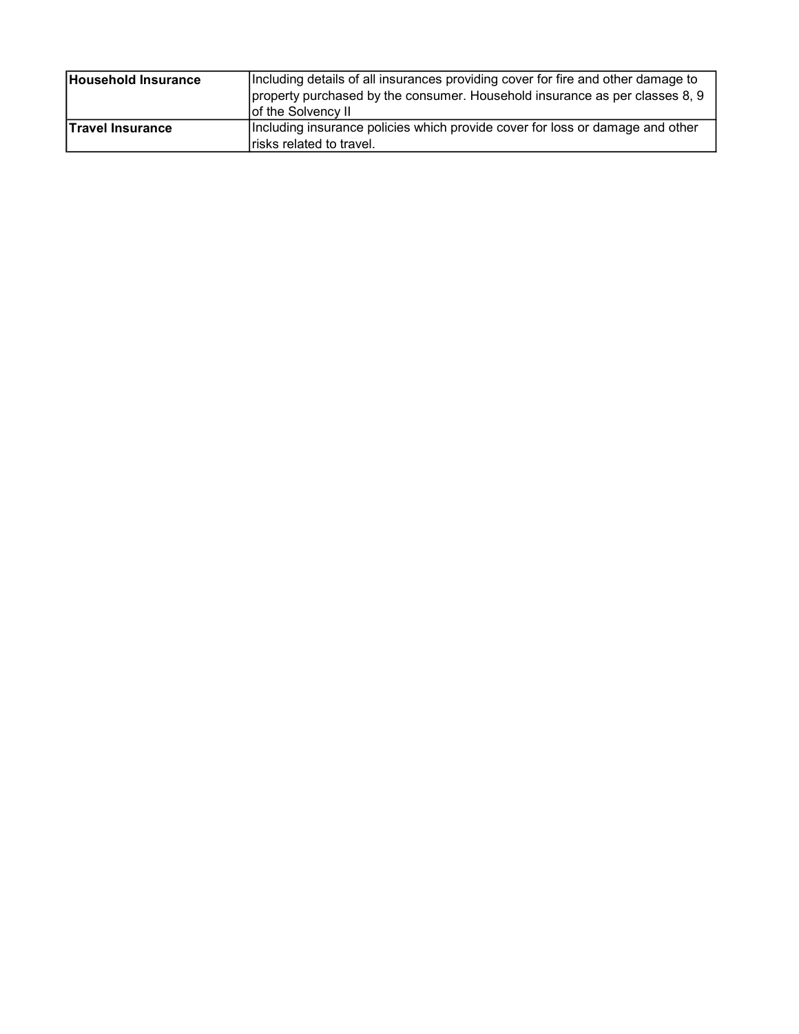| | |
|---|---|
| **Household Insurance** | Including details of all insurances providing cover for fire and other damage to property purchased by the consumer. Household insurance as per classes 8, 9 of the Solvency II |
| **Travel Insurance** | Including insurance policies which provide cover for loss or damage and other risks related to travel. |